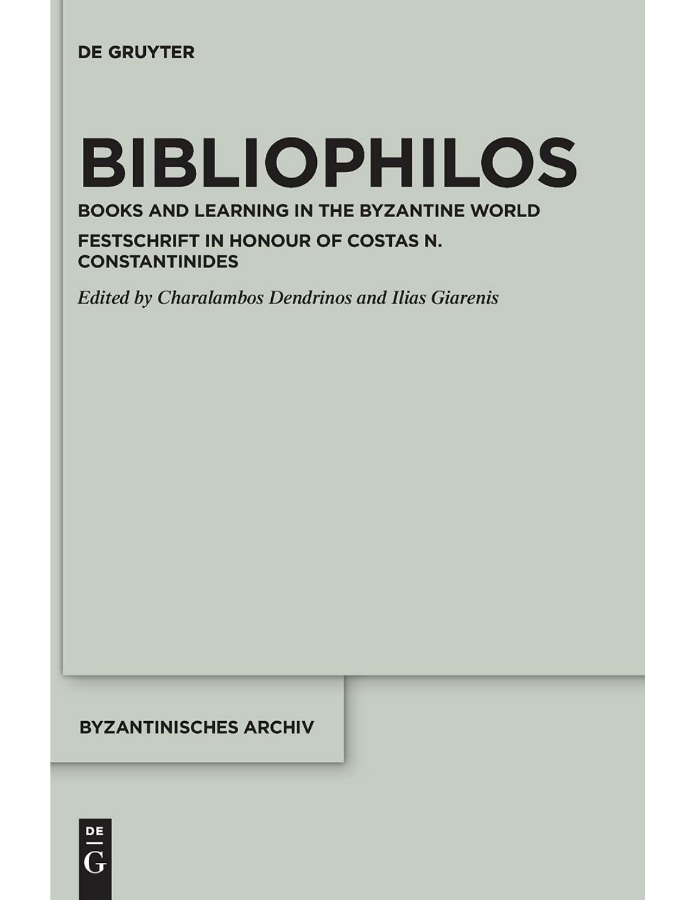DE GRUYTER

# BIBLIOPHILOS

## BOOKS AND LEARNING IN THE BYZANTINE WORLD

## FESTSCHRIFT IN HONOUR OF COSTAS N. CONSTANTINIDES

*Edited by Charalambos Dendrinos and Ilias Giarenis*

BYZANTINISCHES ARCHIV

DE G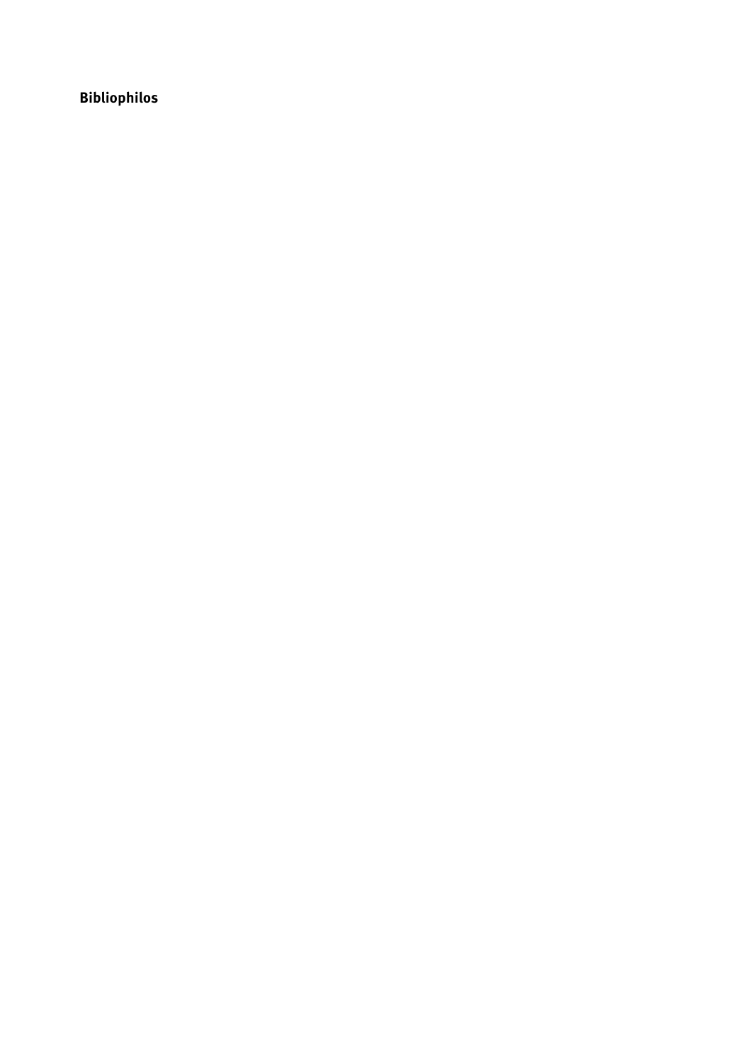**Bibliophilos**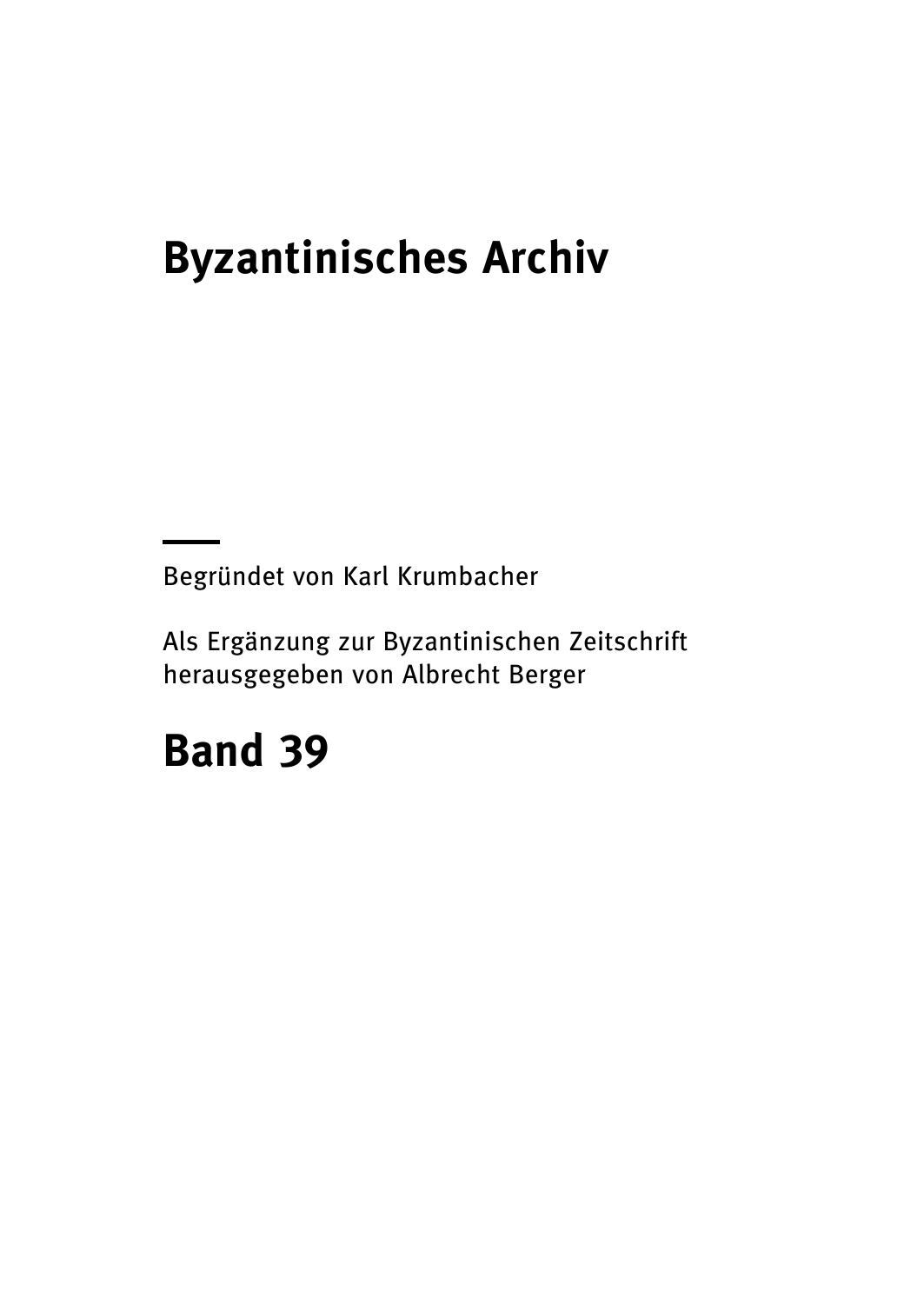# Byzantinisches Archiv

---

Begründet von Karl Krumbacher

Als Ergänzung zur Byzantinischen Zeitschrift
herausgegeben von Albrecht Berger

## Band 39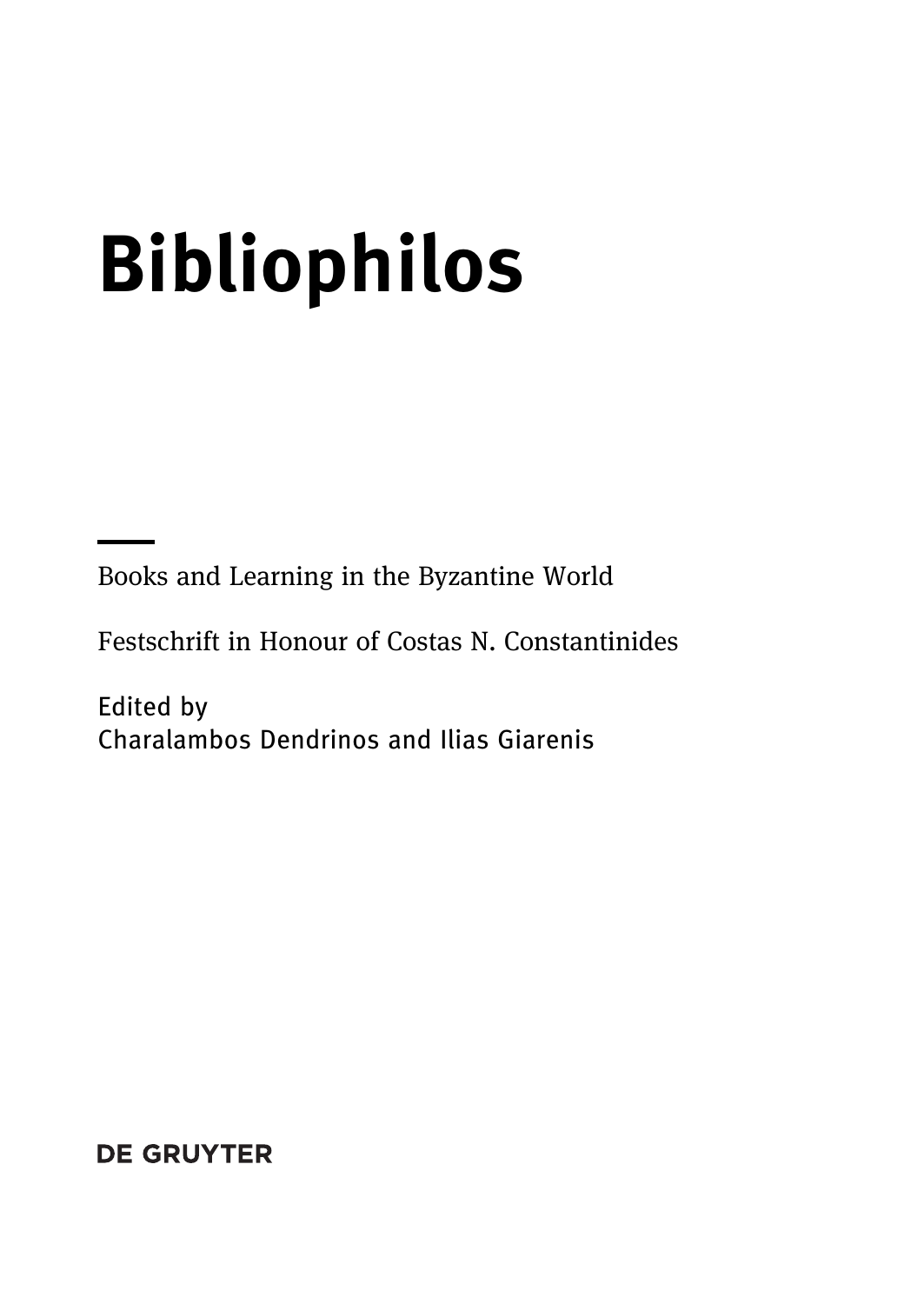# Bibliophilos

Books and Learning in the Byzantine World

Festschrift in Honour of Costas N. Constantinides

Edited by
Charalambos Dendrinos and Ilias Giarenis

DE GRUYTER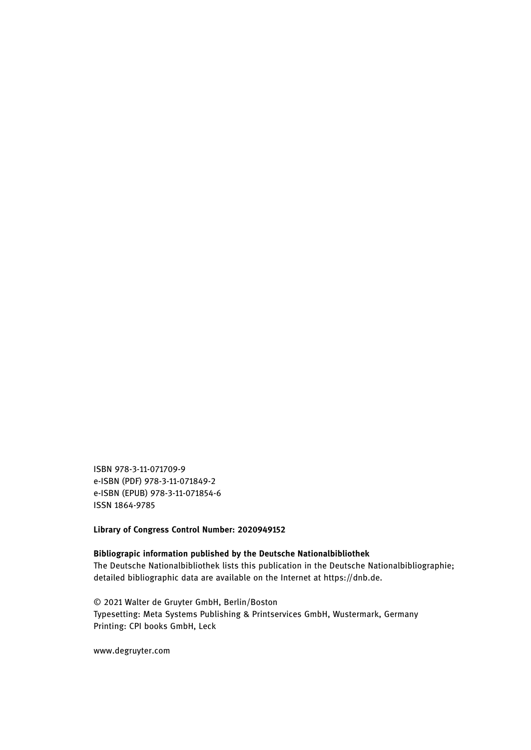ISBN 978-3-11-071709-9
e-ISBN (PDF) 978-3-11-071849-2
e-ISBN (EPUB) 978-3-11-071854-6
ISSN 1864-9785

**Library of Congress Control Number: 2020949152**

**Bibliograpic information published by the Deutsche Nationalbibliothek**
The Deutsche Nationalbibliothek lists this publication in the Deutsche Nationalbibliographie; detailed bibliographic data are available on the Internet at https://dnb.de.

© 2021 Walter de Gruyter GmbH, Berlin/Boston
Typesetting: Meta Systems Publishing & Printservices GmbH, Wustermark, Germany
Printing: CPI books GmbH, Leck

www.degruyter.com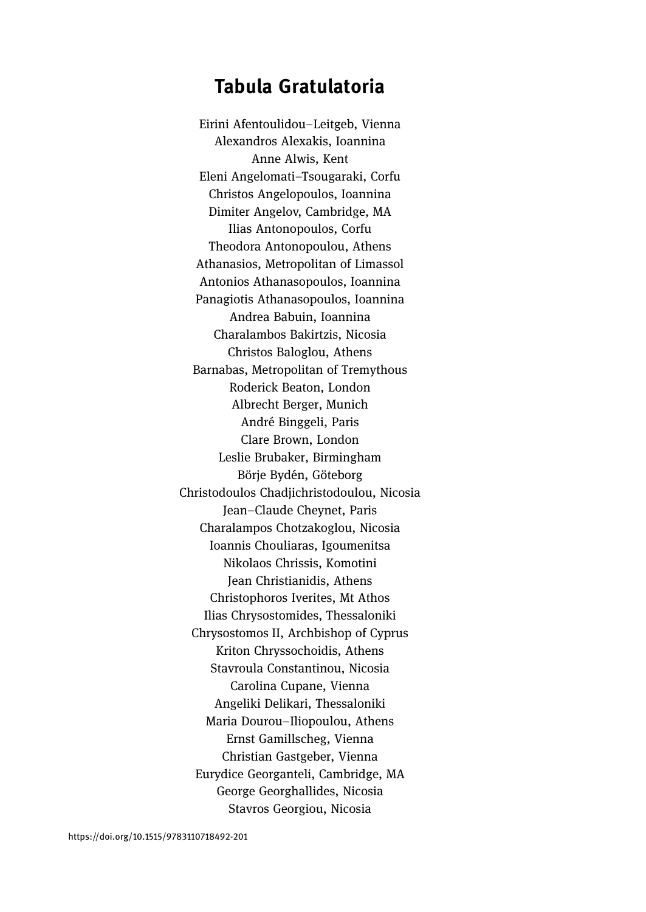# Tabula Gratulatoria

Eirini Afentoulidou–Leitgeb, Vienna
Alexandros Alexakis, Ioannina
Anne Alwis, Kent
Eleni Angelomati–Tsougaraki, Corfu
Christos Angelopoulos, Ioannina
Dimiter Angelov, Cambridge, MA
Ilias Antonopoulos, Corfu
Theodora Antonopoulou, Athens
Athanasios, Metropolitan of Limassol
Antonios Athanasopoulos, Ioannina
Panagiotis Athanasopoulos, Ioannina
Andrea Babuin, Ioannina
Charalambos Bakirtzis, Nicosia
Christos Baloglou, Athens
Barnabas, Metropolitan of Tremythous
Roderick Beaton, London
Albrecht Berger, Munich
André Binggeli, Paris
Clare Brown, London
Leslie Brubaker, Birmingham
Börje Bydén, Göteborg
Christodoulos Chadjichristodoulou, Nicosia
Jean–Claude Cheynet, Paris
Charalampos Chotzakoglou, Nicosia
Ioannis Chouliaras, Igoumenitsa
Nikolaos Chrissis, Komotini
Jean Christianidis, Athens
Christophoros Iverites, Mt Athos
Ilias Chrysostomides, Thessaloniki
Chrysostomos II, Archbishop of Cyprus
Kriton Chryssochoidis, Athens
Stavroula Constantinou, Nicosia
Carolina Cupane, Vienna
Angeliki Delikari, Thessaloniki
Maria Dourou–Iliopoulou, Athens
Ernst Gamillscheg, Vienna
Christian Gastgeber, Vienna
Eurydice Georganteli, Cambridge, MA
George Georghallides, Nicosia
Stavros Georgiou, Nicosia

https://doi.org/10.1515/9783110718492-201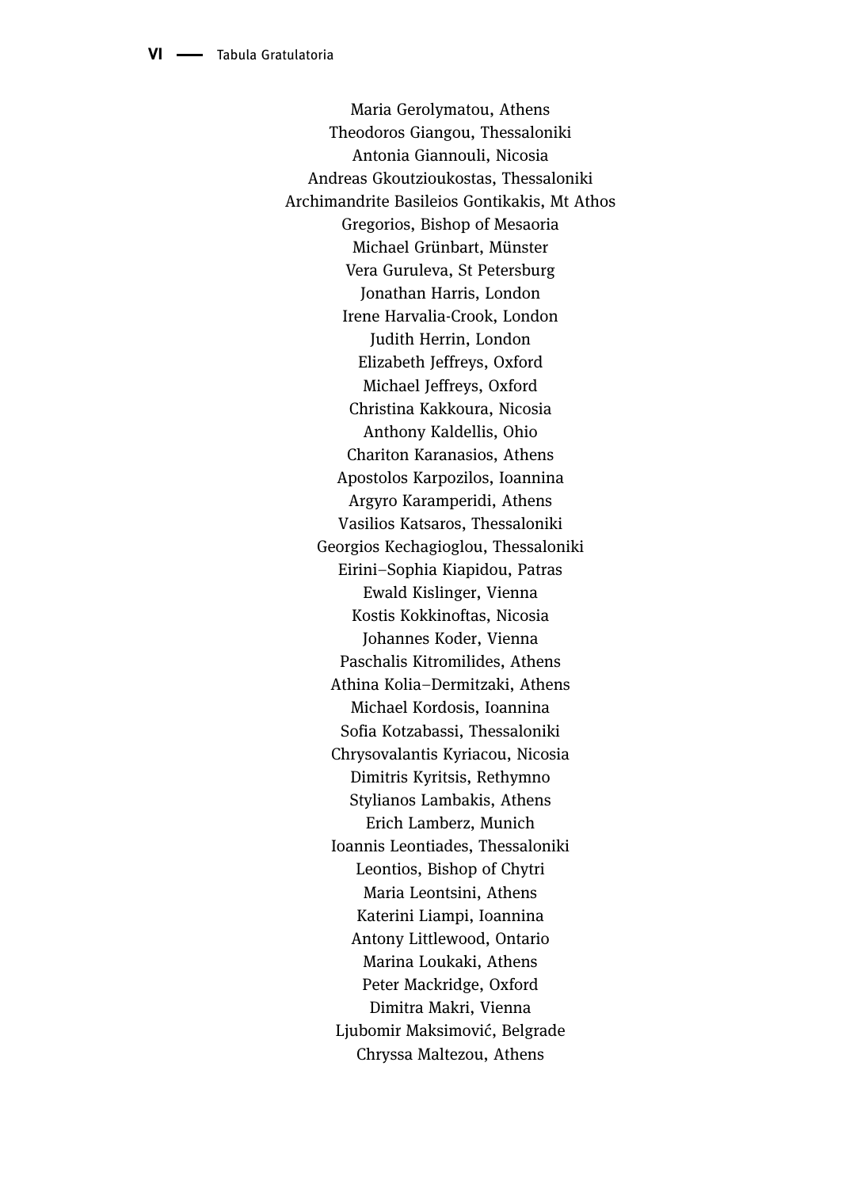Maria Gerolymatou, Athens  
Theodoros Giangou, Thessaloniki  
Antonia Giannouli, Nicosia  
Andreas Gkoutzioukostas, Thessaloniki  
Archimandrite Basileios Gontikakis, Mt Athos  
Gregorios, Bishop of Mesaoria  
Michael Grünbart, Münster  
Vera Guruleva, St Petersburg  
Jonathan Harris, London  
Irene Harvalia-Crook, London  
Judith Herrin, London  
Elizabeth Jeffreys, Oxford  
Michael Jeffreys, Oxford  
Christina Kakkoura, Nicosia  
Anthony Kaldellis, Ohio  
Chariton Karanasios, Athens  
Apostolos Karpozilos, Ioannina  
Argyro Karamperidi, Athens  
Vasilios Katsaros, Thessaloniki  
Georgios Kechagioglou, Thessaloniki  
Eirini–Sophia Kiapidou, Patras  
Ewald Kislinger, Vienna  
Kostis Kokkinoftas, Nicosia  
Johannes Koder, Vienna  
Paschalis Kitromilides, Athens  
Athina Kolia–Dermitzaki, Athens  
Michael Kordosis, Ioannina  
Sofia Kotzabassi, Thessaloniki  
Chrysovalantis Kyriacou, Nicosia  
Dimitris Kyritsis, Rethymno  
Stylianos Lambakis, Athens  
Erich Lamberz, Munich  
Ioannis Leontiades, Thessaloniki  
Leontios, Bishop of Chytri  
Maria Leontsini, Athens  
Katerini Liampi, Ioannina  
Antony Littlewood, Ontario  
Marina Loukaki, Athens  
Peter Mackridge, Oxford  
Dimitra Makri, Vienna  
Ljubomir Maksimović, Belgrade  
Chryssa Maltezou, Athens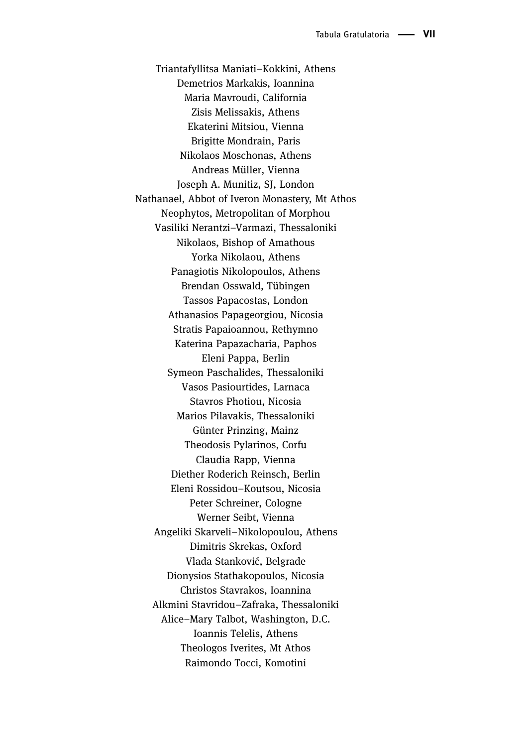Triantafyllitsa Maniati–Kokkini, Athens  
Demetrios Markakis, Ioannina  
Maria Mavroudi, California  
Zisis Melissakis, Athens  
Ekaterini Mitsiou, Vienna  
Brigitte Mondrain, Paris  
Nikolaos Moschonas, Athens  
Andreas Müller, Vienna  
Joseph A. Munitiz, SJ, London  
Nathanael, Abbot of Iveron Monastery, Mt Athos  
Neophytos, Metropolitan of Morphou  
Vasiliki Nerantzi–Varmazi, Thessaloniki  
Nikolaos, Bishop of Amathous  
Yorka Nikolaou, Athens  
Panagiotis Nikolopoulos, Athens  
Brendan Osswald, Tübingen  
Tassos Papacostas, London  
Athanasios Papageorgiou, Nicosia  
Stratis Papaioannou, Rethymno  
Katerina Papazacharia, Paphos  
Eleni Pappa, Berlin  
Symeon Paschalides, Thessaloniki  
Vasos Pasiourtides, Larnaca  
Stavros Photiou, Nicosia  
Marios Pilavakis, Thessaloniki  
Günter Prinzing, Mainz  
Theodosis Pylarinos, Corfu  
Claudia Rapp, Vienna  
Diether Roderich Reinsch, Berlin  
Eleni Rossidou–Koutsou, Nicosia  
Peter Schreiner, Cologne  
Werner Seibt, Vienna  
Angeliki Skarveli–Nikolopoulou, Athens  
Dimitris Skrekas, Oxford  
Vlada Stanković, Belgrade  
Dionysios Stathakopoulos, Nicosia  
Christos Stavrakos, Ioannina  
Alkmini Stavridou–Zafraka, Thessaloniki  
Alice–Mary Talbot, Washington, D.C.  
Ioannis Telelis, Athens  
Theologos Iverites, Mt Athos  
Raimondo Tocci, Komotini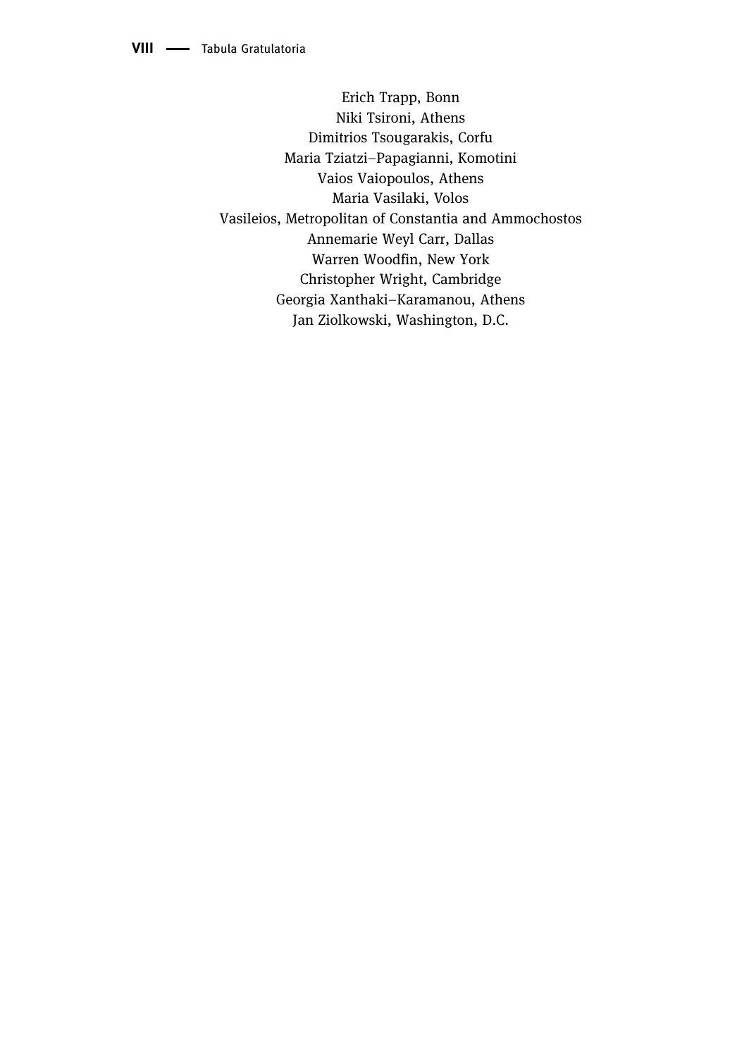Erich Trapp, Bonn
Niki Tsironi, Athens
Dimitrios Tsougarakis, Corfu
Maria Tziatzi–Papagianni, Komotini
Vaios Vaiopoulos, Athens
Maria Vasilaki, Volos
Vasileios, Metropolitan of Constantia and Ammochostos
Annemarie Weyl Carr, Dallas
Warren Woodfin, New York
Christopher Wright, Cambridge
Georgia Xanthaki–Karamanou, Athens
Jan Ziolkowski, Washington, D.C.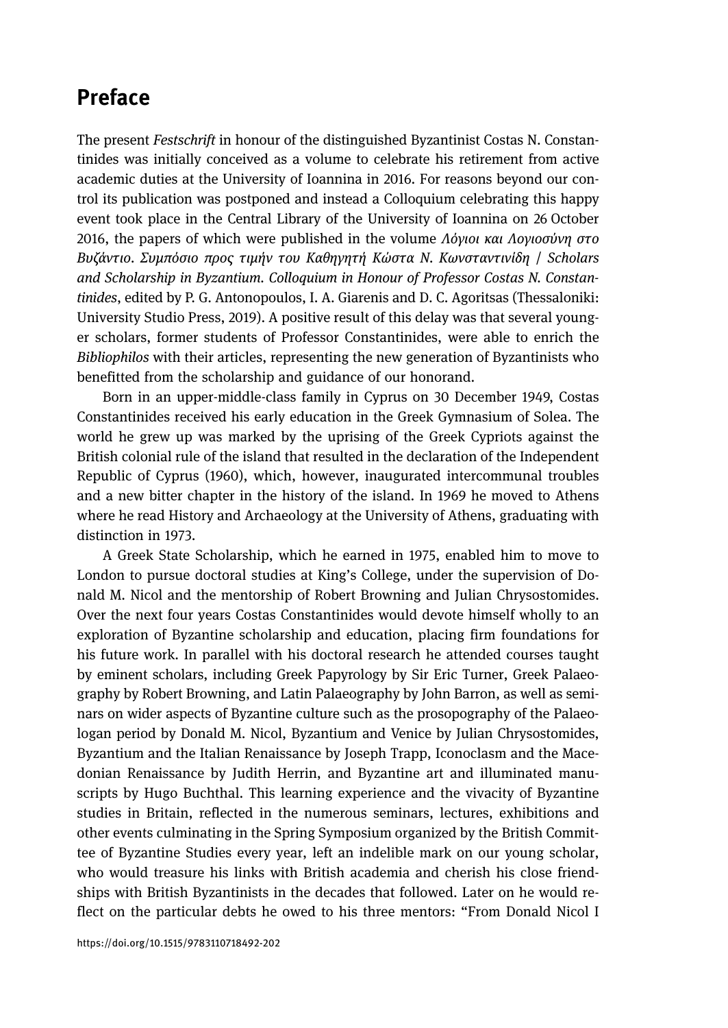# Preface

The present *Festschrift* in honour of the distinguished Byzantinist Costas N. Constantinides was initially conceived as a volume to celebrate his retirement from active academic duties at the University of Ioannina in 2016. For reasons beyond our control its publication was postponed and instead a Colloquium celebrating this happy event took place in the Central Library of the University of Ioannina on 26 October 2016, the papers of which were published in the volume *Λόγιοι και Λογιοσύνη στο Βυζάντιο. Συμπόσιο προς τιμήν του Καθηγητή Κώστα Ν. Κωνσταντινίδη / Scholars and Scholarship in Byzantium. Colloquium in Honour of Professor Costas N. Constantinides*, edited by P. G. Antonopoulos, I. A. Giarenis and D. C. Agoritsas (Thessaloniki: University Studio Press, 2019). A positive result of this delay was that several younger scholars, former students of Professor Constantinides, were able to enrich the *Bibliophilos* with their articles, representing the new generation of Byzantinists who benefitted from the scholarship and guidance of our honorand.

Born in an upper-middle-class family in Cyprus on 30 December 1949, Costas Constantinides received his early education in the Greek Gymnasium of Solea. The world he grew up was marked by the uprising of the Greek Cypriots against the British colonial rule of the island that resulted in the declaration of the Independent Republic of Cyprus (1960), which, however, inaugurated intercommunal troubles and a new bitter chapter in the history of the island. In 1969 he moved to Athens where he read History and Archaeology at the University of Athens, graduating with distinction in 1973.

A Greek State Scholarship, which he earned in 1975, enabled him to move to London to pursue doctoral studies at King's College, under the supervision of Donald M. Nicol and the mentorship of Robert Browning and Julian Chrysostomides. Over the next four years Costas Constantinides would devote himself wholly to an exploration of Byzantine scholarship and education, placing firm foundations for his future work. In parallel with his doctoral research he attended courses taught by eminent scholars, including Greek Papyrology by Sir Eric Turner, Greek Palaeography by Robert Browning, and Latin Palaeography by John Barron, as well as seminars on wider aspects of Byzantine culture such as the prosopography of the Palaeologan period by Donald M. Nicol, Byzantium and Venice by Julian Chrysostomides, Byzantium and the Italian Renaissance by Joseph Trapp, Iconoclasm and the Macedonian Renaissance by Judith Herrin, and Byzantine art and illuminated manuscripts by Hugo Buchthal. This learning experience and the vivacity of Byzantine studies in Britain, reflected in the numerous seminars, lectures, exhibitions and other events culminating in the Spring Symposium organized by the British Committee of Byzantine Studies every year, left an indelible mark on our young scholar, who would treasure his links with British academia and cherish his close friendships with British Byzantinists in the decades that followed. Later on he would reflect on the particular debts he owed to his three mentors: "From Donald Nicol I

https://doi.org/10.1515/9783110718492-202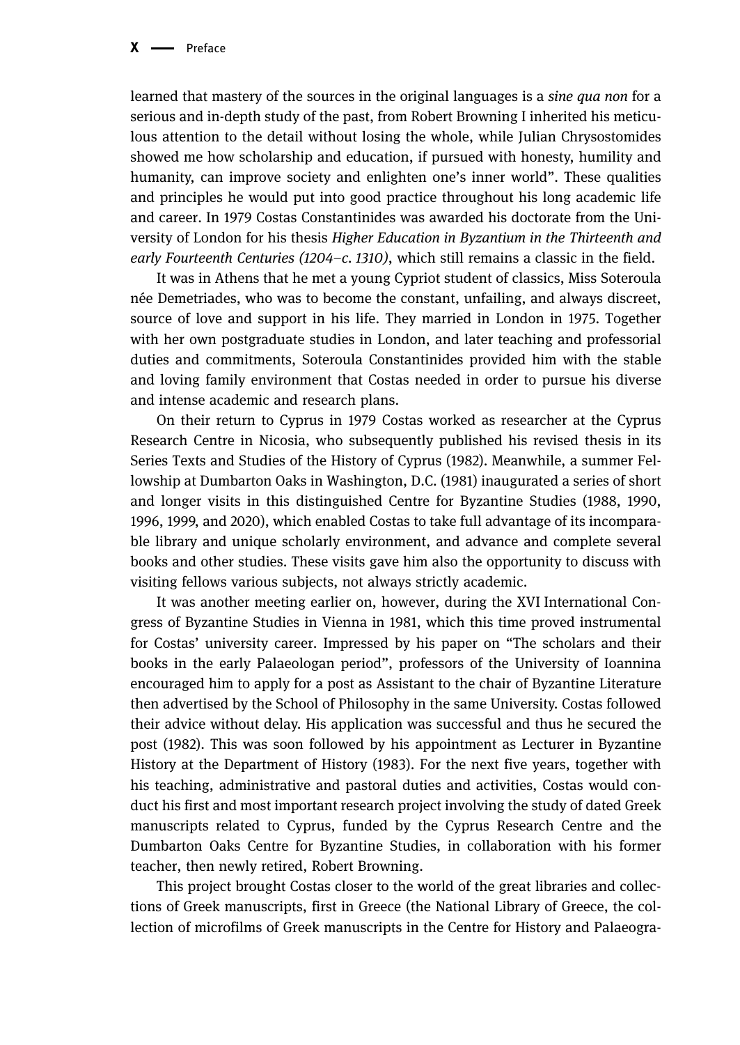learned that mastery of the sources in the original languages is a *sine qua non* for a serious and in-depth study of the past, from Robert Browning I inherited his meticulous attention to the detail without losing the whole, while Julian Chrysostomides showed me how scholarship and education, if pursued with honesty, humility and humanity, can improve society and enlighten one's inner world". These qualities and principles he would put into good practice throughout his long academic life and career. In 1979 Costas Constantinides was awarded his doctorate from the University of London for his thesis *Higher Education in Byzantium in the Thirteenth and early Fourteenth Centuries (1204–c. 1310)*, which still remains a classic in the field.

It was in Athens that he met a young Cypriot student of classics, Miss Soteroula née Demetriades, who was to become the constant, unfailing, and always discreet, source of love and support in his life. They married in London in 1975. Together with her own postgraduate studies in London, and later teaching and professorial duties and commitments, Soteroula Constantinides provided him with the stable and loving family environment that Costas needed in order to pursue his diverse and intense academic and research plans.

On their return to Cyprus in 1979 Costas worked as researcher at the Cyprus Research Centre in Nicosia, who subsequently published his revised thesis in its Series Texts and Studies of the History of Cyprus (1982). Meanwhile, a summer Fellowship at Dumbarton Oaks in Washington, D.C. (1981) inaugurated a series of short and longer visits in this distinguished Centre for Byzantine Studies (1988, 1990, 1996, 1999, and 2020), which enabled Costas to take full advantage of its incomparable library and unique scholarly environment, and advance and complete several books and other studies. These visits gave him also the opportunity to discuss with visiting fellows various subjects, not always strictly academic.

It was another meeting earlier on, however, during the XVI International Congress of Byzantine Studies in Vienna in 1981, which this time proved instrumental for Costas' university career. Impressed by his paper on "The scholars and their books in the early Palaeologan period", professors of the University of Ioannina encouraged him to apply for a post as Assistant to the chair of Byzantine Literature then advertised by the School of Philosophy in the same University. Costas followed their advice without delay. His application was successful and thus he secured the post (1982). This was soon followed by his appointment as Lecturer in Byzantine History at the Department of History (1983). For the next five years, together with his teaching, administrative and pastoral duties and activities, Costas would conduct his first and most important research project involving the study of dated Greek manuscripts related to Cyprus, funded by the Cyprus Research Centre and the Dumbarton Oaks Centre for Byzantine Studies, in collaboration with his former teacher, then newly retired, Robert Browning.

This project brought Costas closer to the world of the great libraries and collections of Greek manuscripts, first in Greece (the National Library of Greece, the collection of microfilms of Greek manuscripts in the Centre for History and Palaeogra-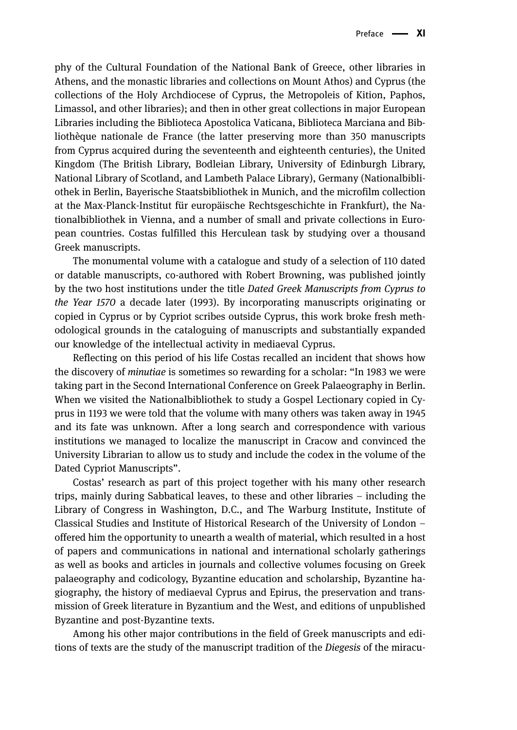phy of the Cultural Foundation of the National Bank of Greece, other libraries in Athens, and the monastic libraries and collections on Mount Athos) and Cyprus (the collections of the Holy Archdiocese of Cyprus, the Metropoleis of Kition, Paphos, Limassol, and other libraries); and then in other great collections in major European Libraries including the Biblioteca Apostolica Vaticana, Biblioteca Marciana and Bibliothèque nationale de France (the latter preserving more than 350 manuscripts from Cyprus acquired during the seventeenth and eighteenth centuries), the United Kingdom (The British Library, Bodleian Library, University of Edinburgh Library, National Library of Scotland, and Lambeth Palace Library), Germany (Nationalbibliothek in Berlin, Bayerische Staatsbibliothek in Munich, and the microfilm collection at the Max-Planck-Institut für europäische Rechtsgeschichte in Frankfurt), the Nationalbibliothek in Vienna, and a number of small and private collections in European countries. Costas fulfilled this Herculean task by studying over a thousand Greek manuscripts.

The monumental volume with a catalogue and study of a selection of 110 dated or datable manuscripts, co-authored with Robert Browning, was published jointly by the two host institutions under the title *Dated Greek Manuscripts from Cyprus to the Year 1570* a decade later (1993). By incorporating manuscripts originating or copied in Cyprus or by Cypriot scribes outside Cyprus, this work broke fresh methodological grounds in the cataloguing of manuscripts and substantially expanded our knowledge of the intellectual activity in mediaeval Cyprus.

Reflecting on this period of his life Costas recalled an incident that shows how the discovery of *minutiae* is sometimes so rewarding for a scholar: "In 1983 we were taking part in the Second International Conference on Greek Palaeography in Berlin. When we visited the Nationalbibliothek to study a Gospel Lectionary copied in Cyprus in 1193 we were told that the volume with many others was taken away in 1945 and its fate was unknown. After a long search and correspondence with various institutions we managed to localize the manuscript in Cracow and convinced the University Librarian to allow us to study and include the codex in the volume of the Dated Cypriot Manuscripts".

Costas' research as part of this project together with his many other research trips, mainly during Sabbatical leaves, to these and other libraries – including the Library of Congress in Washington, D.C., and The Warburg Institute, Institute of Classical Studies and Institute of Historical Research of the University of London – offered him the opportunity to unearth a wealth of material, which resulted in a host of papers and communications in national and international scholarly gatherings as well as books and articles in journals and collective volumes focusing on Greek palaeography and codicology, Byzantine education and scholarship, Byzantine hagiography, the history of mediaeval Cyprus and Epirus, the preservation and transmission of Greek literature in Byzantium and the West, and editions of unpublished Byzantine and post-Byzantine texts.

Among his other major contributions in the field of Greek manuscripts and editions of texts are the study of the manuscript tradition of the *Diegesis* of the miracu-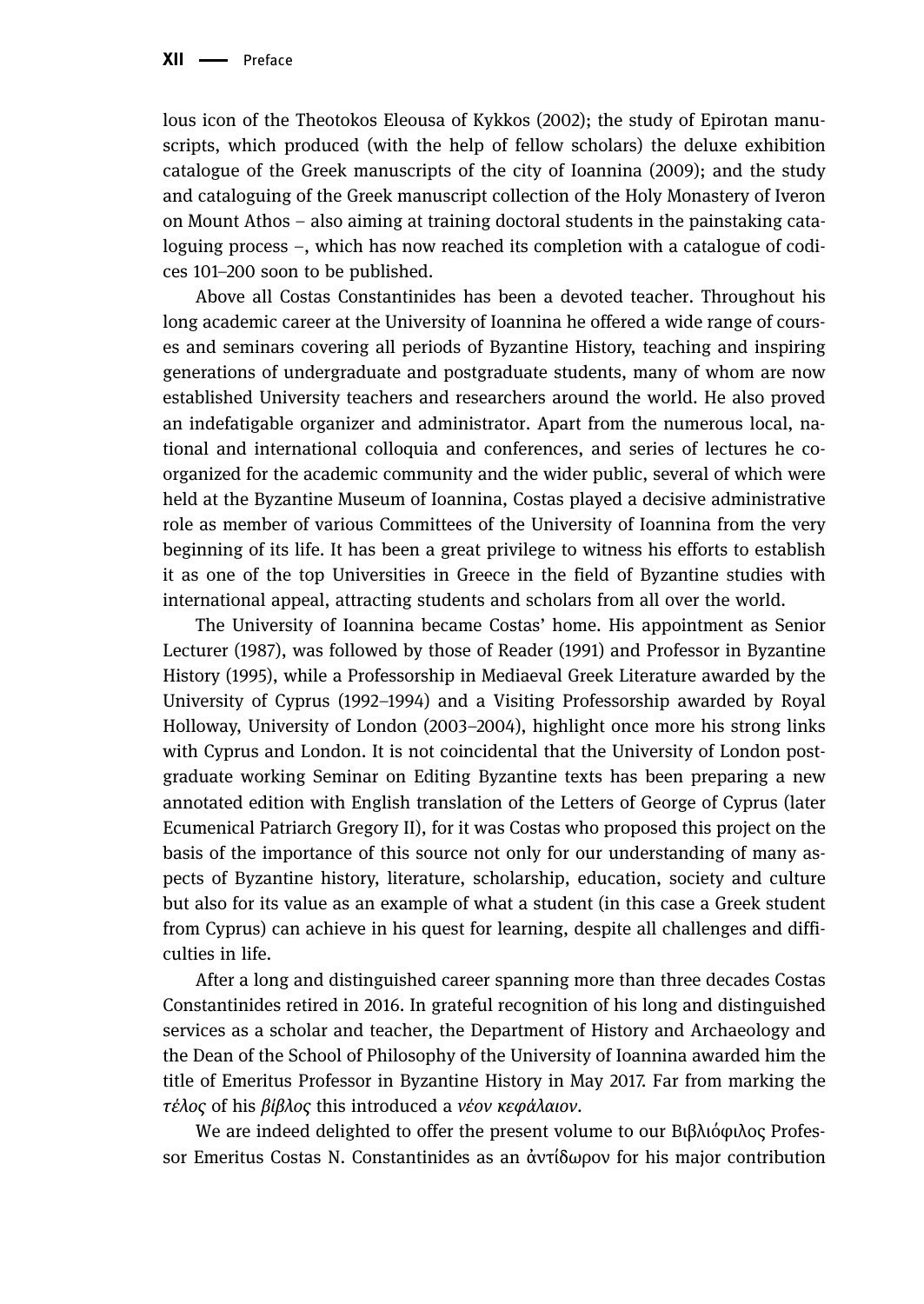lous icon of the Theotokos Eleousa of Kykkos (2002); the study of Epirotan manuscripts, which produced (with the help of fellow scholars) the deluxe exhibition catalogue of the Greek manuscripts of the city of Ioannina (2009); and the study and cataloguing of the Greek manuscript collection of the Holy Monastery of Iveron on Mount Athos – also aiming at training doctoral students in the painstaking cataloguing process –, which has now reached its completion with a catalogue of codices 101–200 soon to be published.

Above all Costas Constantinides has been a devoted teacher. Throughout his long academic career at the University of Ioannina he offered a wide range of courses and seminars covering all periods of Byzantine History, teaching and inspiring generations of undergraduate and postgraduate students, many of whom are now established University teachers and researchers around the world. He also proved an indefatigable organizer and administrator. Apart from the numerous local, national and international colloquia and conferences, and series of lectures he co-organized for the academic community and the wider public, several of which were held at the Byzantine Museum of Ioannina, Costas played a decisive administrative role as member of various Committees of the University of Ioannina from the very beginning of its life. It has been a great privilege to witness his efforts to establish it as one of the top Universities in Greece in the field of Byzantine studies with international appeal, attracting students and scholars from all over the world.

The University of Ioannina became Costas' home. His appointment as Senior Lecturer (1987), was followed by those of Reader (1991) and Professor in Byzantine History (1995), while a Professorship in Mediaeval Greek Literature awarded by the University of Cyprus (1992–1994) and a Visiting Professorship awarded by Royal Holloway, University of London (2003–2004), highlight once more his strong links with Cyprus and London. It is not coincidental that the University of London postgraduate working Seminar on Editing Byzantine texts has been preparing a new annotated edition with English translation of the Letters of George of Cyprus (later Ecumenical Patriarch Gregory II), for it was Costas who proposed this project on the basis of the importance of this source not only for our understanding of many aspects of Byzantine history, literature, scholarship, education, society and culture but also for its value as an example of what a student (in this case a Greek student from Cyprus) can achieve in his quest for learning, despite all challenges and difficulties in life.

After a long and distinguished career spanning more than three decades Costas Constantinides retired in 2016. In grateful recognition of his long and distinguished services as a scholar and teacher, the Department of History and Archaeology and the Dean of the School of Philosophy of the University of Ioannina awarded him the title of Emeritus Professor in Byzantine History in May 2017. Far from marking the *τέλος* of his *βίβλος* this introduced a *νέον κεφάλαιον*.

We are indeed delighted to offer the present volume to our Βιβλιόφιλος Professor Emeritus Costas N. Constantinides as an ἀντίδωρον for his major contribution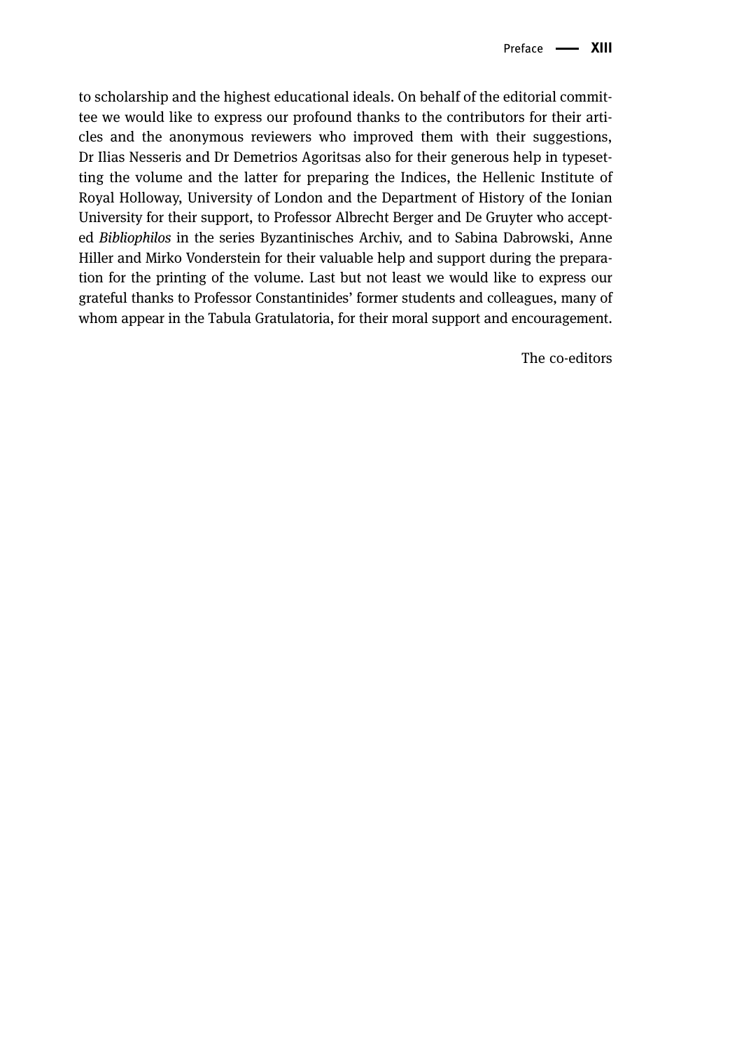to scholarship and the highest educational ideals. On behalf of the editorial committee we would like to express our profound thanks to the contributors for their articles and the anonymous reviewers who improved them with their suggestions, Dr Ilias Nesseris and Dr Demetrios Agoritsas also for their generous help in typesetting the volume and the latter for preparing the Indices, the Hellenic Institute of Royal Holloway, University of London and the Department of History of the Ionian University for their support, to Professor Albrecht Berger and De Gruyter who accepted *Bibliophilos* in the series Byzantinisches Archiv, and to Sabina Dabrowski, Anne Hiller and Mirko Vonderstein for their valuable help and support during the preparation for the printing of the volume. Last but not least we would like to express our grateful thanks to Professor Constantinides' former students and colleagues, many of whom appear in the Tabula Gratulatoria, for their moral support and encouragement.

The co-editors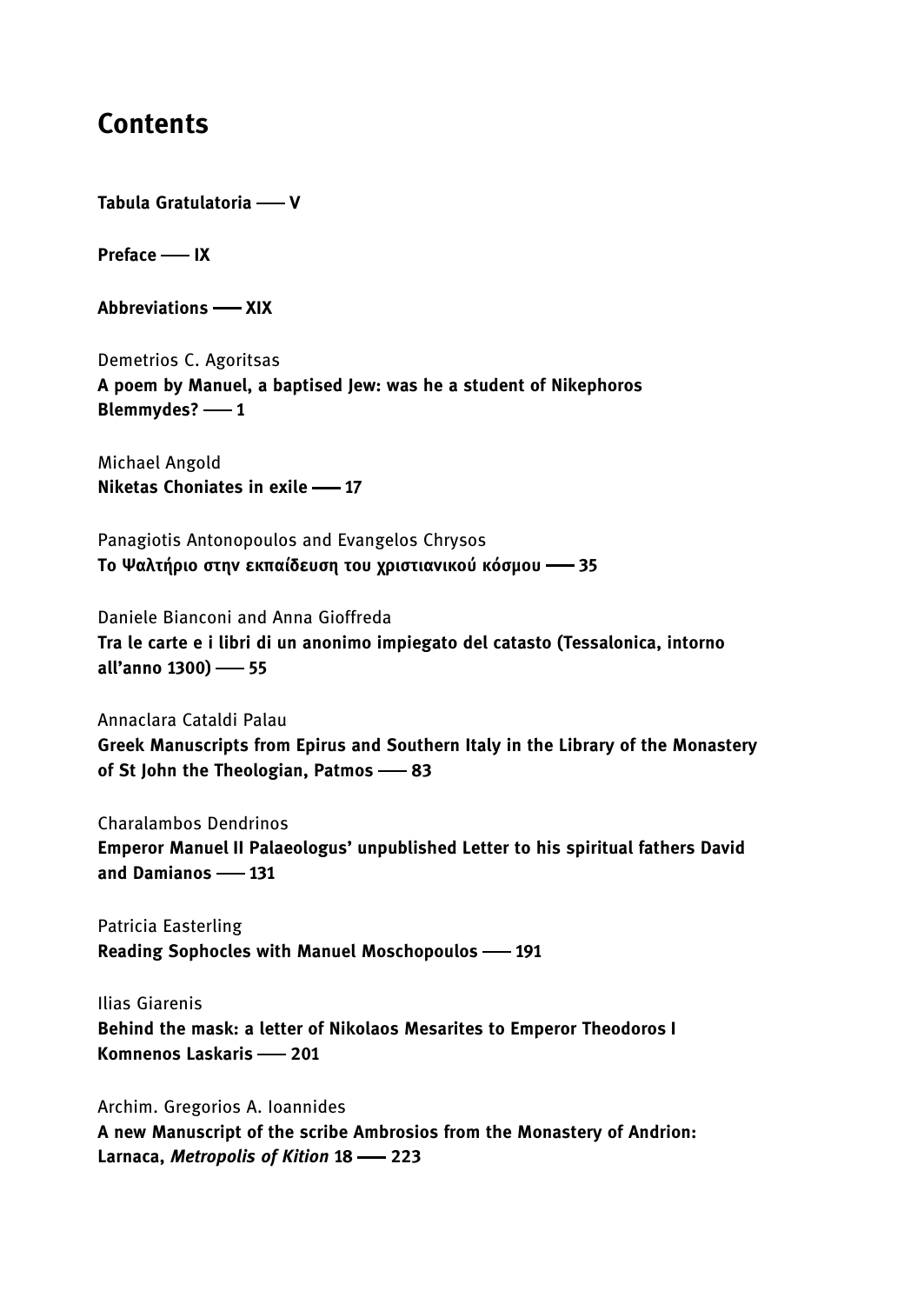# Contents

**Tabula Gratulatoria —— V**

**Preface —— IX**

**Abbreviations —— XIX**

Demetrios C. Agoritsas
**A poem by Manuel, a baptised Jew: was he a student of Nikephoros Blemmydes? —— 1**

Michael Angold
**Niketas Choniates in exile —— 17**

Panagiotis Antonopoulos and Evangelos Chrysos
**Το Ψαλτήριο στην εκπαίδευση του χριστιανικού κόσμου —— 35**

Daniele Bianconi and Anna Gioffreda
**Tra le carte e i libri di un anonimo impiegato del catasto (Tessalonica, intorno all'anno 1300) —— 55**

Annaclara Cataldi Palau
**Greek Manuscripts from Epirus and Southern Italy in the Library of the Monastery of St John the Theologian, Patmos —— 83**

Charalambos Dendrinos
**Emperor Manuel II Palaeologus' unpublished Letter to his spiritual fathers David and Damianos —— 131**

Patricia Easterling
**Reading Sophocles with Manuel Moschopoulos —— 191**

Ilias Giarenis
**Behind the mask: a letter of Nikolaos Mesarites to Emperor Theodoros I Komnenos Laskaris —— 201**

Archim. Gregorios A. Ioannides
**A new Manuscript of the scribe Ambrosios from the Monastery of Andrion: Larnaca, *Metropolis of Kition* 18 —— 223**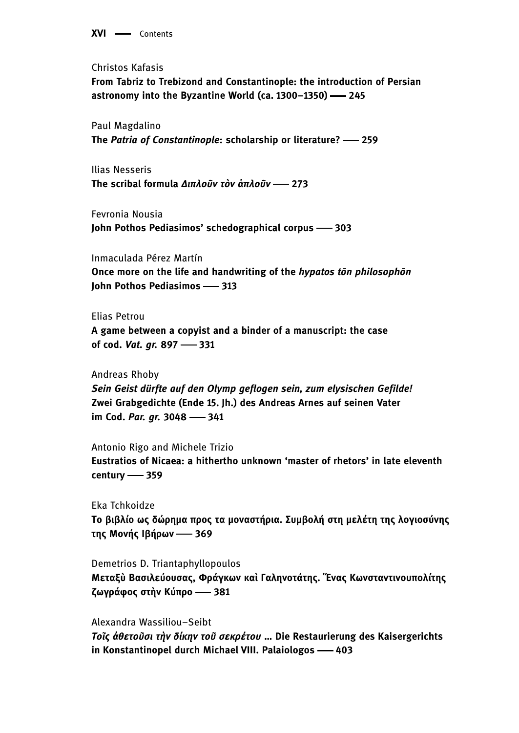Christos Kafasis

**From Tabriz to Trebizond and Constantinople: the introduction of Persian astronomy into the Byzantine World (ca. 1300–1350) —— 245**

Paul Magdalino

**The *Patria of Constantinople*: scholarship or literature? —— 259**

Ilias Nesseris

**The scribal formula *Διπλοῦν τὸν ἁπλοῦν* —— 273**

Fevronia Nousia

**John Pothos Pediasimos' schedographical corpus —— 303**

Inmaculada Pérez Martín

**Once more on the life and handwriting of the *hypatos tōn philosophōn* John Pothos Pediasimos —— 313**

Elias Petrou

**A game between a copyist and a binder of a manuscript: the case of cod. *Vat. gr.* 897 —— 331**

Andreas Rhoby

***Sein Geist dürfte auf den Olymp geflogen sein, zum elysischen Gefilde!* Zwei Grabgedichte (Ende 15. Jh.) des Andreas Arnes auf seinen Vater im Cod. *Par. gr.* 3048 —— 341**

Antonio Rigo and Michele Trizio

**Eustratios of Nicaea: a hithertho unknown 'master of rhetors' in late eleventh century —— 359**

Eka Tchkoidze

**Το βιβλίο ως δώρημα προς τα μοναστήρια. Συμβολή στη μελέτη της λογιοσύνης της Μονής Ιβήρων —— 369**

Demetrios D. Triantaphyllopoulos

**Μεταξὺ Βασιλεύουσας, Φράγκων καὶ Γαληνοτάτης. Ἕνας Κωνσταντινουπολίτης ζωγράφος στὴν Κύπρο —— 381**

Alexandra Wassiliou–Seibt

***Τοῖς ἀθετοῦσι τὴν δίκην τοῦ σεκρέτου* … Die Restaurierung des Kaisergerichts in Konstantinopel durch Michael VIII. Palaiologos —— 403**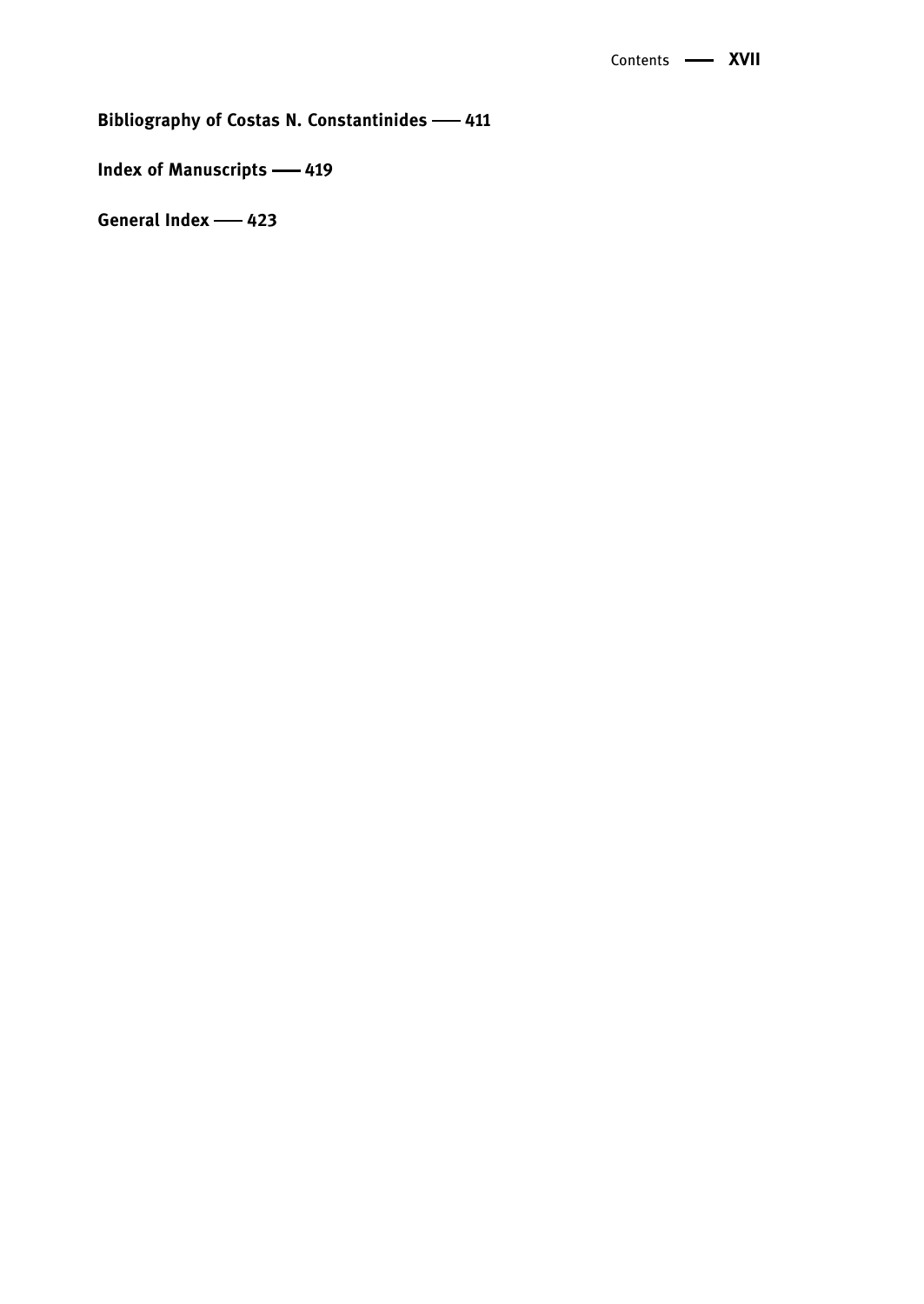**Bibliography of Costas N. Constantinides —— 411**

**Index of Manuscripts —— 419**

**General Index —— 423**